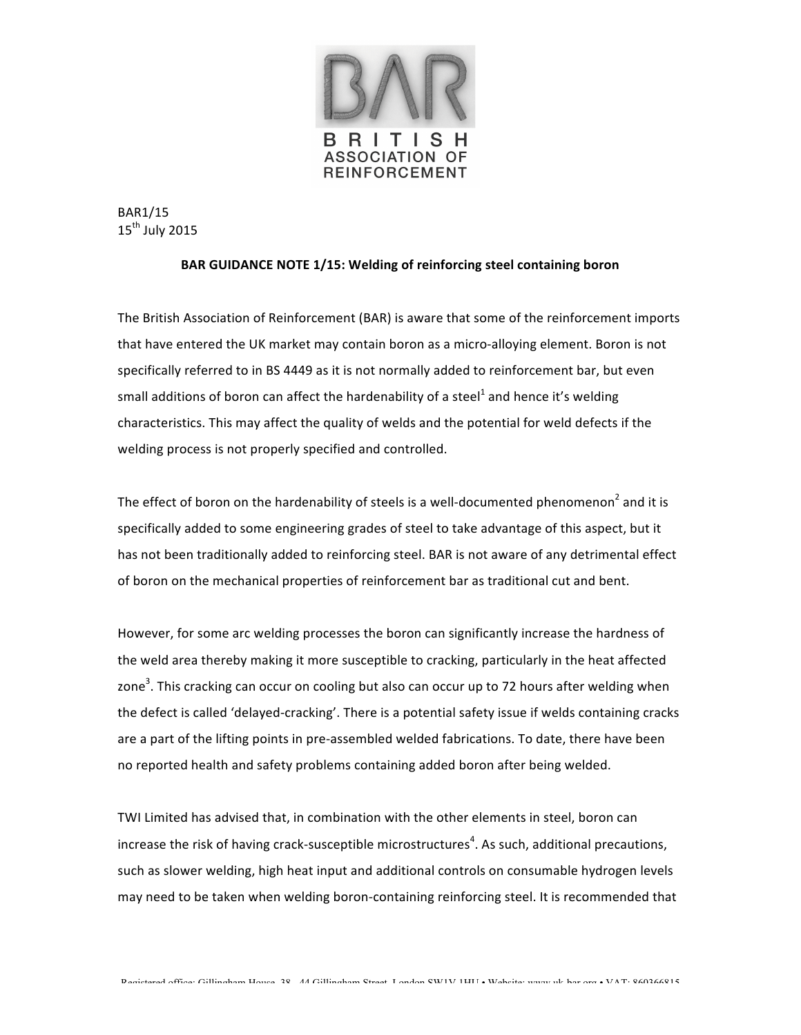BRITISH ASSOCIATION OF REINFORCEMENT

BAR1/15
15th July 2015

**BAR GUIDANCE NOTE 1/15: Welding of reinforcing steel containing boron**

The British Association of Reinforcement (BAR) is aware that some of the reinforcement imports that have entered the UK market may contain boron as a micro-alloying element. Boron is not specifically referred to in BS 4449 as it is not normally added to reinforcement bar, but even small additions of boron can affect the hardenability of a steel[1] and hence it's welding characteristics. This may affect the quality of welds and the potential for weld defects if the welding process is not properly specified and controlled.

The effect of boron on the hardenability of steels is a well-documented phenomenon[2] and it is specifically added to some engineering grades of steel to take advantage of this aspect, but it has not been traditionally added to reinforcing steel. BAR is not aware of any detrimental effect of boron on the mechanical properties of reinforcement bar as traditional cut and bent.

However, for some arc welding processes the boron can significantly increase the hardness of the weld area thereby making it more susceptible to cracking, particularly in the heat affected zone[3]. This cracking can occur on cooling but also can occur up to 72 hours after welding when the defect is called 'delayed-cracking'. There is a potential safety issue if welds containing cracks are a part of the lifting points in pre-assembled welded fabrications. To date, there have been no reported health and safety problems containing added boron after being welded.

TWI Limited has advised that, in combination with the other elements in steel, boron can increase the risk of having crack-susceptible microstructures[4]. As such, additional precautions, such as slower welding, high heat input and additional controls on consumable hydrogen levels may need to be taken when welding boron-containing reinforcing steel. It is recommended that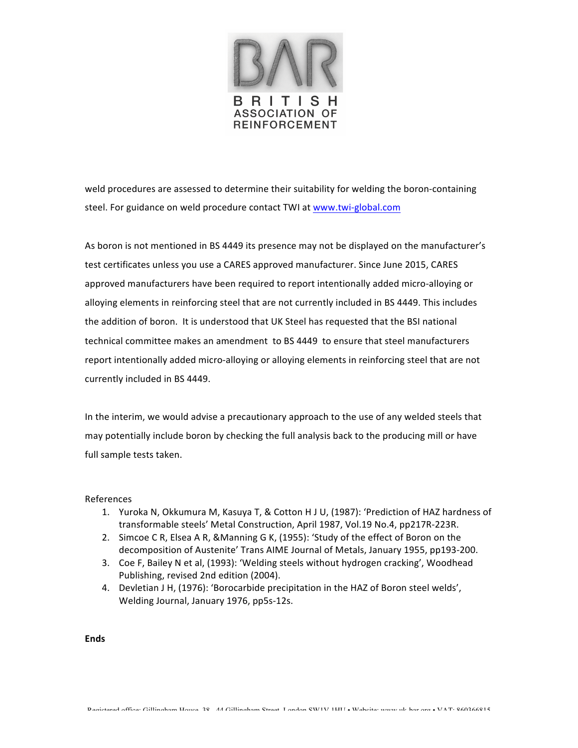weld procedures are assessed to determine their suitability for welding the boron-containing steel. For guidance on weld procedure contact TWI at [www.twi-global.com](http://www.twi-global.com)

As boron is not mentioned in BS 4449 its presence may not be displayed on the manufacturer's test certificates unless you use a CARES approved manufacturer. Since June 2015, CARES approved manufacturers have been required to report intentionally added micro-alloying or alloying elements in reinforcing steel that are not currently included in BS 4449. This includes the addition of boron. It is understood that UK Steel has requested that the BSI national technical committee makes an amendment to BS 4449 to ensure that steel manufacturers report intentionally added micro-alloying or alloying elements in reinforcing steel that are not currently included in BS 4449.

In the interim, we would advise a precautionary approach to the use of any welded steels that may potentially include boron by checking the full analysis back to the producing mill or have full sample tests taken.

References

1. Yuroka N, Okkumura M, Kasuya T, & Cotton H J U, (1987): 'Prediction of HAZ hardness of transformable steels' Metal Construction, April 1987, Vol.19 No.4, pp217R-223R.
2. Simcoe C R, Elsea A R, &Manning G K, (1955): 'Study of the effect of Boron on the decomposition of Austenite' Trans AIME Journal of Metals, January 1955, pp193-200.
3. Coe F, Bailey N et al, (1993): 'Welding steels without hydrogen cracking', Woodhead Publishing, revised 2nd edition (2004).
4. Devletian J H, (1976): 'Borocarbide precipitation in the HAZ of Boron steel welds', Welding Journal, January 1976, pp5s-12s.

**Ends**